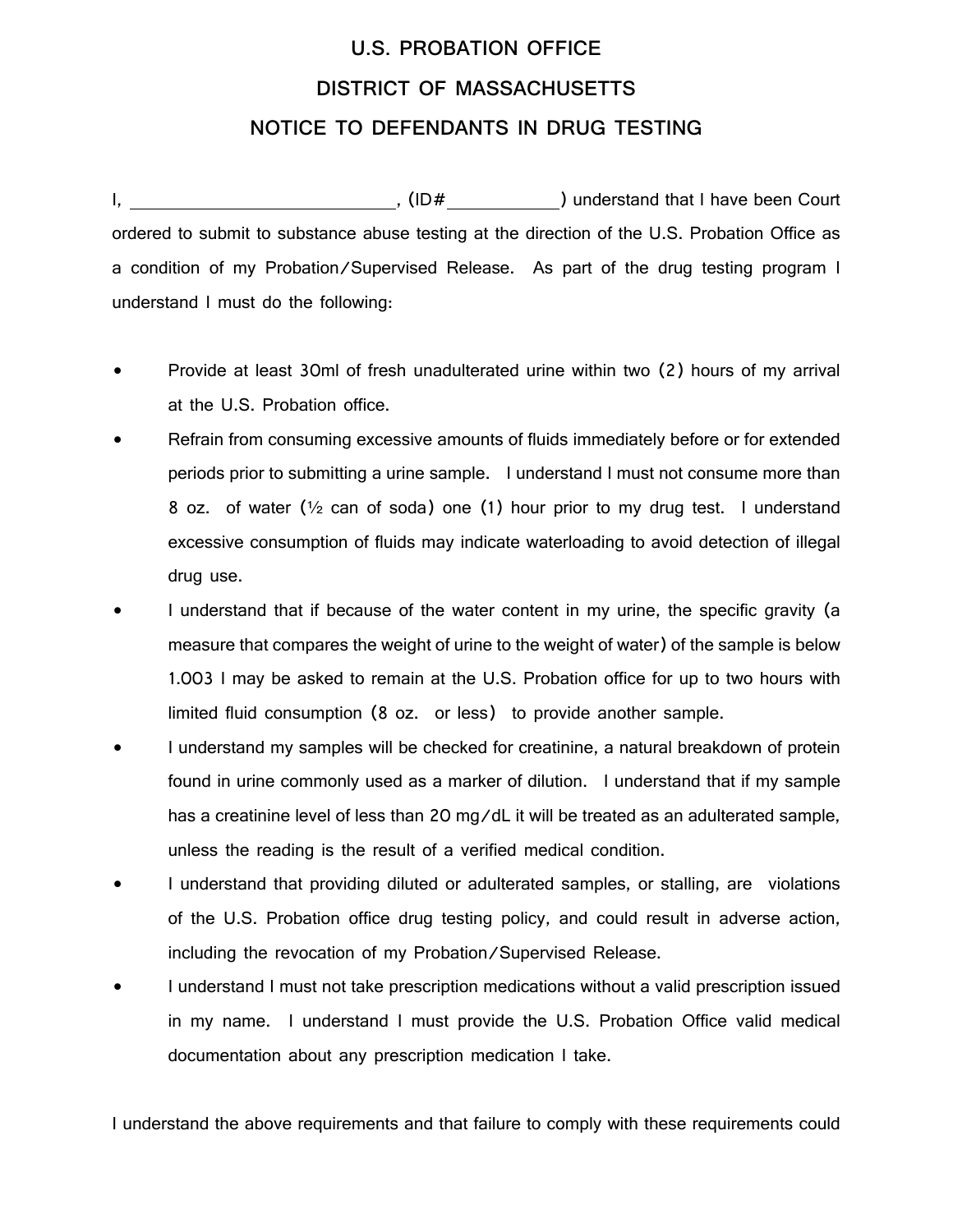# U.S. PROBATION OFFICE

# DISTRICT OF MASSACHUSETTS

# NOTICE TO DEFENDANTS IN DRUG TESTING

I, ____________________________, (ID# ___________) understand that I have been Court ordered to submit to substance abuse testing at the direction of the U.S. Probation Office as a condition of my Probation/Supervised Release. As part of the drug testing program I understand I must do the following:

- Provide at least 30ml of fresh unadulterated urine within two (2) hours of my arrival at the U.S. Probation office.
- Refrain from consuming excessive amounts of fluids immediately before or for extended periods prior to submitting a urine sample. I understand I must not consume more than 8 oz. of water (½ can of soda) one (1) hour prior to my drug test. I understand excessive consumption of fluids may indicate waterloading to avoid detection of illegal drug use.
- I understand that if because of the water content in my urine, the specific gravity (a measure that compares the weight of urine to the weight of water) of the sample is below 1.003 I may be asked to remain at the U.S. Probation office for up to two hours with limited fluid consumption (8 oz. or less) to provide another sample.
- I understand my samples will be checked for creatinine, a natural breakdown of protein found in urine commonly used as a marker of dilution. I understand that if my sample has a creatinine level of less than 20 mg/dL it will be treated as an adulterated sample, unless the reading is the result of a verified medical condition.
- I understand that providing diluted or adulterated samples, or stalling, are violations of the U.S. Probation office drug testing policy, and could result in adverse action, including the revocation of my Probation/Supervised Release.
- I understand I must not take prescription medications without a valid prescription issued in my name. I understand I must provide the U.S. Probation Office valid medical documentation about any prescription medication I take.

I understand the above requirements and that failure to comply with these requirements could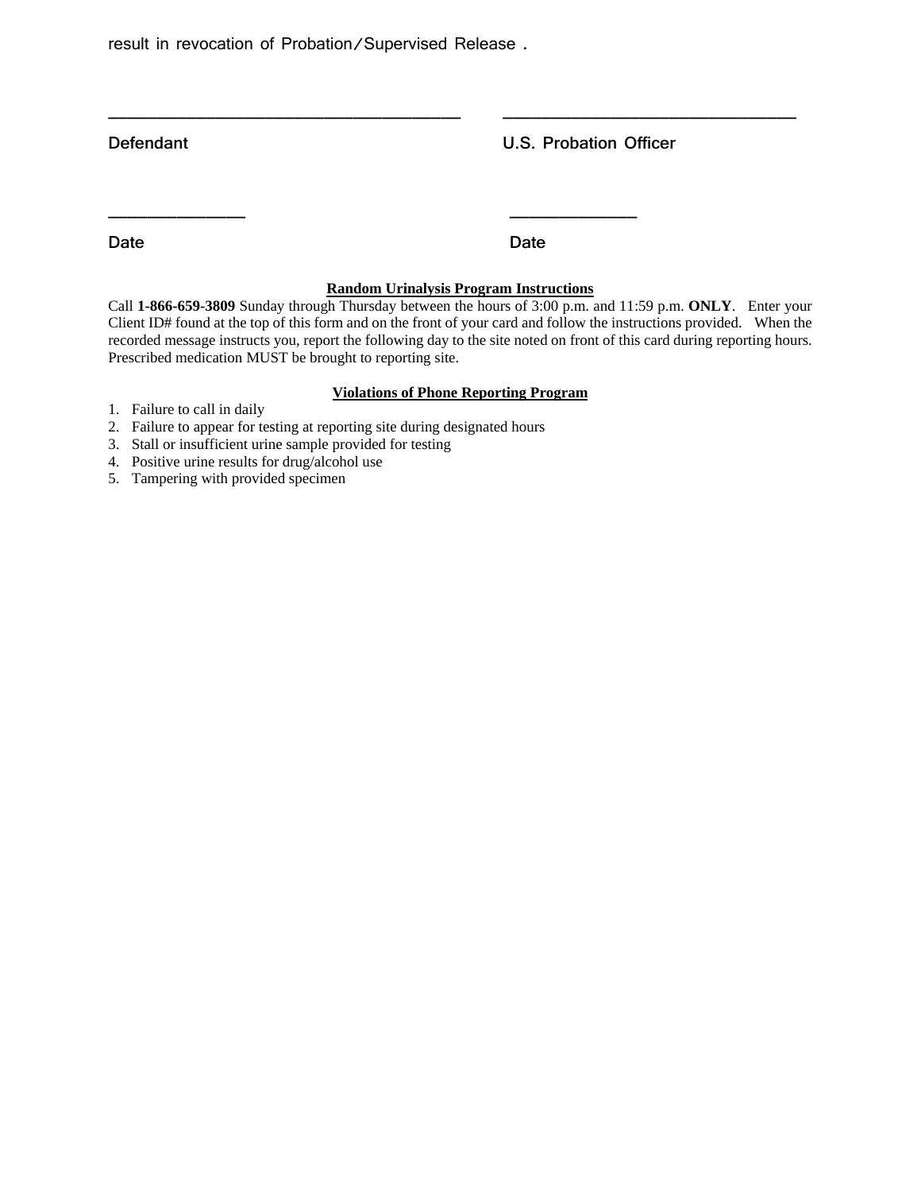result in revocation of Probation/Supervised Release .

______________________________________ ________________________________

Defendant U.S. Probation Officer

______________ ______________

Date Date

**Random Urinalysis Program Instructions**

Call **1-866-659-3809** Sunday through Thursday between the hours of 3:00 p.m. and 11:59 p.m. **ONLY**. Enter your Client ID# found at the top of this form and on the front of your card and follow the instructions provided. When the recorded message instructs you, report the following day to the site noted on front of this card during reporting hours. Prescribed medication MUST be brought to reporting site.

**Violations of Phone Reporting Program**

1. Failure to call in daily
2. Failure to appear for testing at reporting site during designated hours
3. Stall or insufficient urine sample provided for testing
4. Positive urine results for drug/alcohol use
5. Tampering with provided specimen